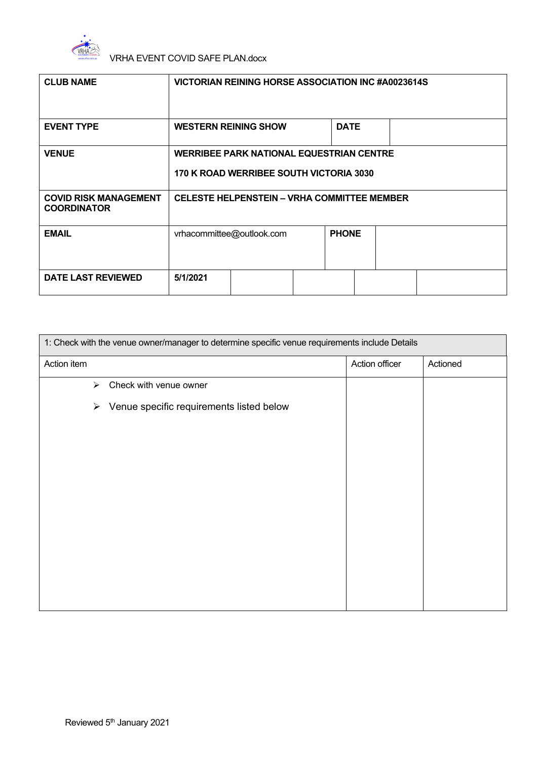VRHA EVENT COVID SAFE PLAN.docx

| CLUB NAME | VICTORIAN REINING HORSE ASSOCIATION INC #A0023614S | | | | |
|---|---|---|---|---|---|
| **EVENT TYPE** | **WESTERN REINING SHOW** | | **DATE** | | |
| **VENUE** | **WERRIBEE PARK NATIONAL EQUESTRIAN CENTRE**<br>**170 K ROAD WERRIBEE SOUTH VICTORIA 3030** | | | | |
| **COVID RISK MANAGEMENT COORDINATOR** | **CELESTE HELPENSTEIN – VRHA COMMITTEE MEMBER** | | | | |
| **EMAIL** | vrhacommittee@outlook.com | | **PHONE** | | |
| **DATE LAST REVIEWED** | **5/1/2021** | | | | |

| 1: Check with the venue owner/manager to determine specific venue requirements include Details | | |
|---|---|---|
| Action item | Action officer | Actioned |
| ➢ Check with venue owner<br>➢ Venue specific requirements listed below | | |

Reviewed 5th January 2021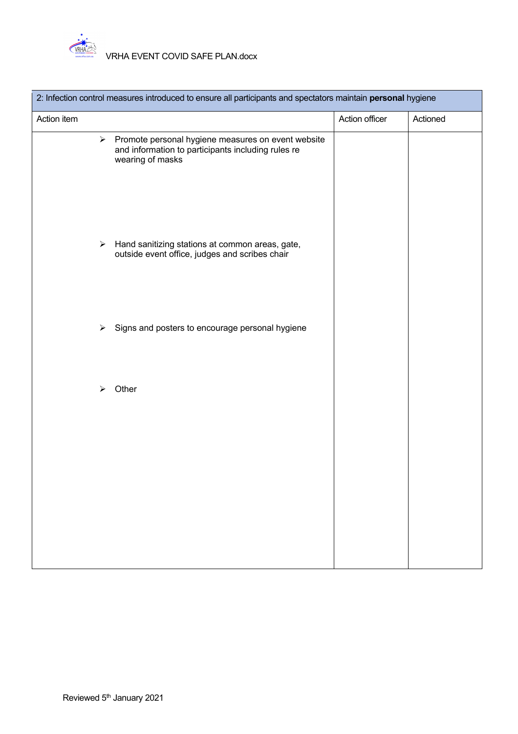| 2: Infection control measures introduced to ensure all participants and spectators maintain **personal** hygiene | | |
|---|---|---|
| Action item | Action officer | Actioned |
| ➢ Promote personal hygiene measures on event website and information to participants including rules re wearing of masks | | |
| ➢ Hand sanitizing stations at common areas, gate, outside event office, judges and scribes chair | | |
| ➢ Signs and posters to encourage personal hygiene | | |
| ➢ Other | | |

Reviewed 5th January 2021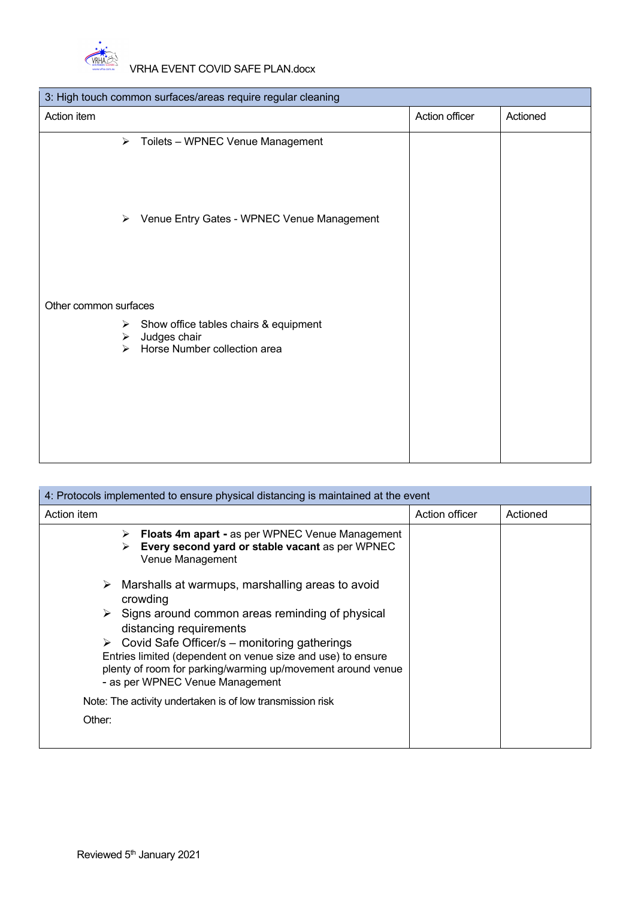| 3: High touch common surfaces/areas require regular cleaning | | |
|---|---|---|
| Action item | Action officer | Actioned |
| ➢ Toilets – WPNEC Venue Management<br><br>➢ Venue Entry Gates - WPNEC Venue Management<br><br>Other common surfaces<br><br>➢ Show office tables chairs & equipment<br>➢ Judges chair<br>➢ Horse Number collection area | | |

| 4: Protocols implemented to ensure physical distancing is maintained at the event | | |
|---|---|---|
| Action item | Action officer | Actioned |
| ➢ **Floats 4m apart -** as per WPNEC Venue Management<br>➢ **Every second yard or stable vacant** as per WPNEC Venue Management<br><br>➢ Marshalls at warmups, marshalling areas to avoid crowding<br>➢ Signs around common areas reminding of physical distancing requirements<br>➢ Covid Safe Officer/s – monitoring gatherings<br>Entries limited (dependent on venue size and use) to ensure plenty of room for parking/warming up/movement around venue - as per WPNEC Venue Management<br><br>Note: The activity undertaken is of low transmission risk<br><br>Other: | | |

Reviewed 5th January 2021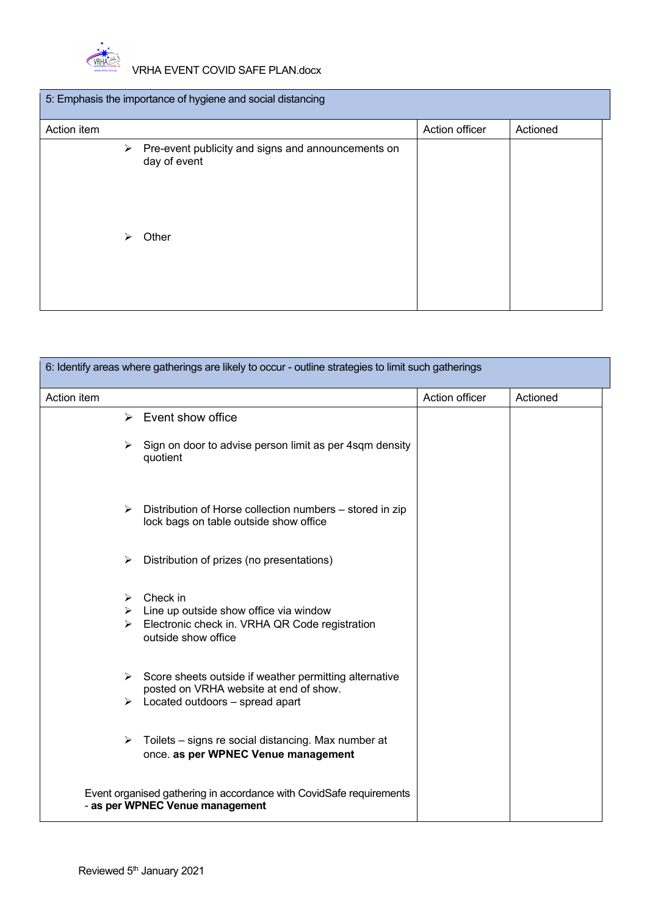| 5: Emphasis the importance of hygiene and social distancing | | |
|---|---|---|
| Action item | Action officer | Actioned |
| ➢ Pre-event publicity and signs and announcements on day of event<br><br>➢ Other | | |

| 6: Identify areas where gatherings are likely to occur - outline strategies to limit such gatherings | | |
|---|---|---|
| Action item | Action officer | Actioned |
| ➢ Event show office<br><br>➢ Sign on door to advise person limit as per 4sqm density quotient<br><br>➢ Distribution of Horse collection numbers – stored in zip lock bags on table outside show office<br><br>➢ Distribution of prizes (no presentations)<br><br>➢ Check in<br>➢ Line up outside show office via window<br>➢ Electronic check in. VRHA QR Code registration outside show office<br><br>➢ Score sheets outside if weather permitting alternative posted on VRHA website at end of show.<br>➢ Located outdoors – spread apart<br><br>➢ Toilets – signs re social distancing. Max number at once. **as per WPNEC Venue management**<br><br>Event organised gathering in accordance with CovidSafe requirements - **as per WPNEC Venue management** | | |

Reviewed 5th January 2021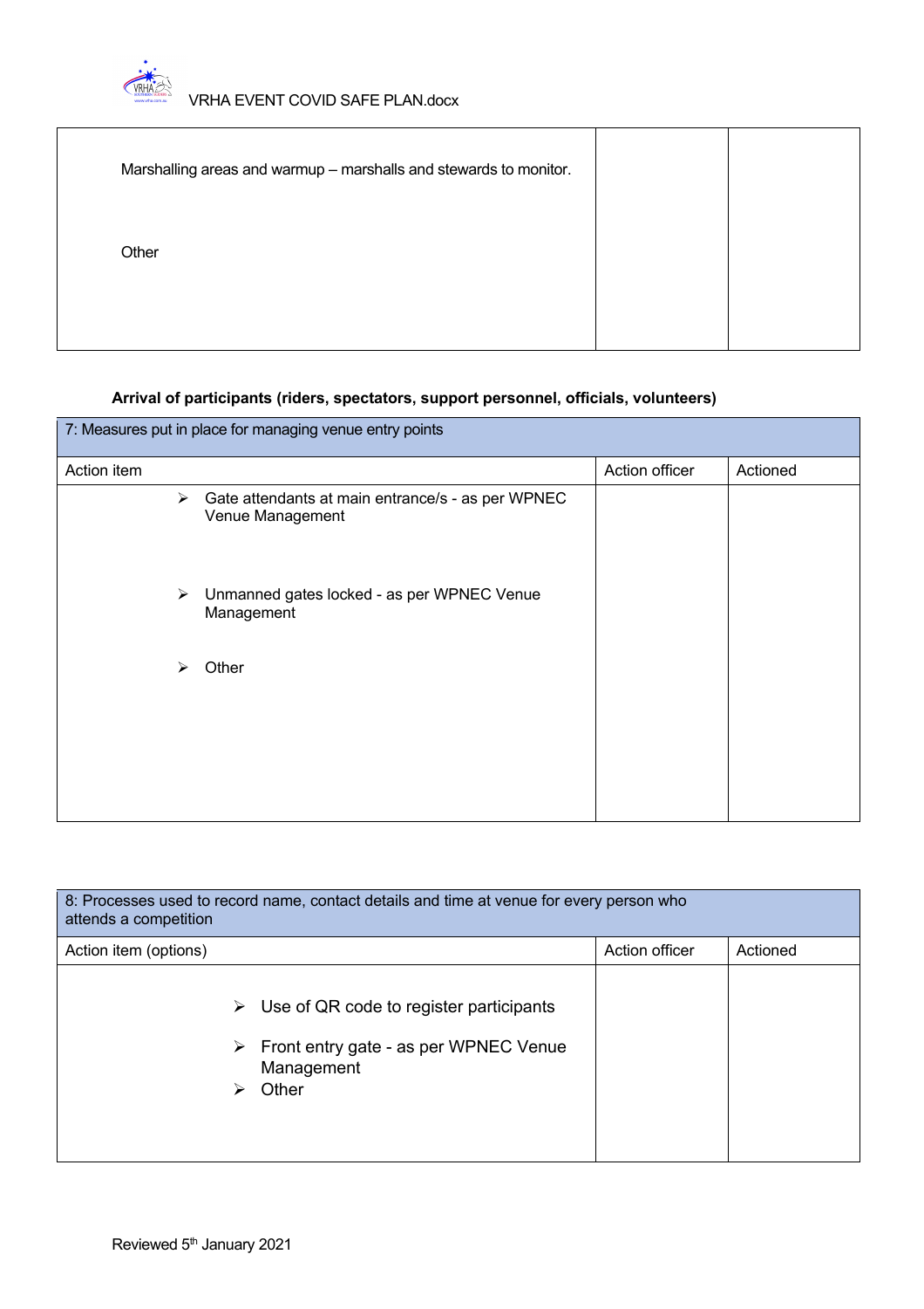| | | |
|---|---|---|
| Marshalling areas and warmup – marshalls and stewards to monitor.<br><br>Other | | |

**Arrival of participants (riders, spectators, support personnel, officials, volunteers)**

| 7: Measures put in place for managing venue entry points | | |
|---|---|---|
| Action item | Action officer | Actioned |
| ➢ Gate attendants at main entrance/s - as per WPNEC Venue Management<br><br>➢ Unmanned gates locked - as per WPNEC Venue Management<br><br>➢ Other | | |

| 8: Processes used to record name, contact details and time at venue for every person who attends a competition | | |
|---|---|---|
| Action item (options) | Action officer | Actioned |
| ➢ Use of QR code to register participants<br>➢ Front entry gate - as per WPNEC Venue Management<br>➢ Other | | |

Reviewed 5th January 2021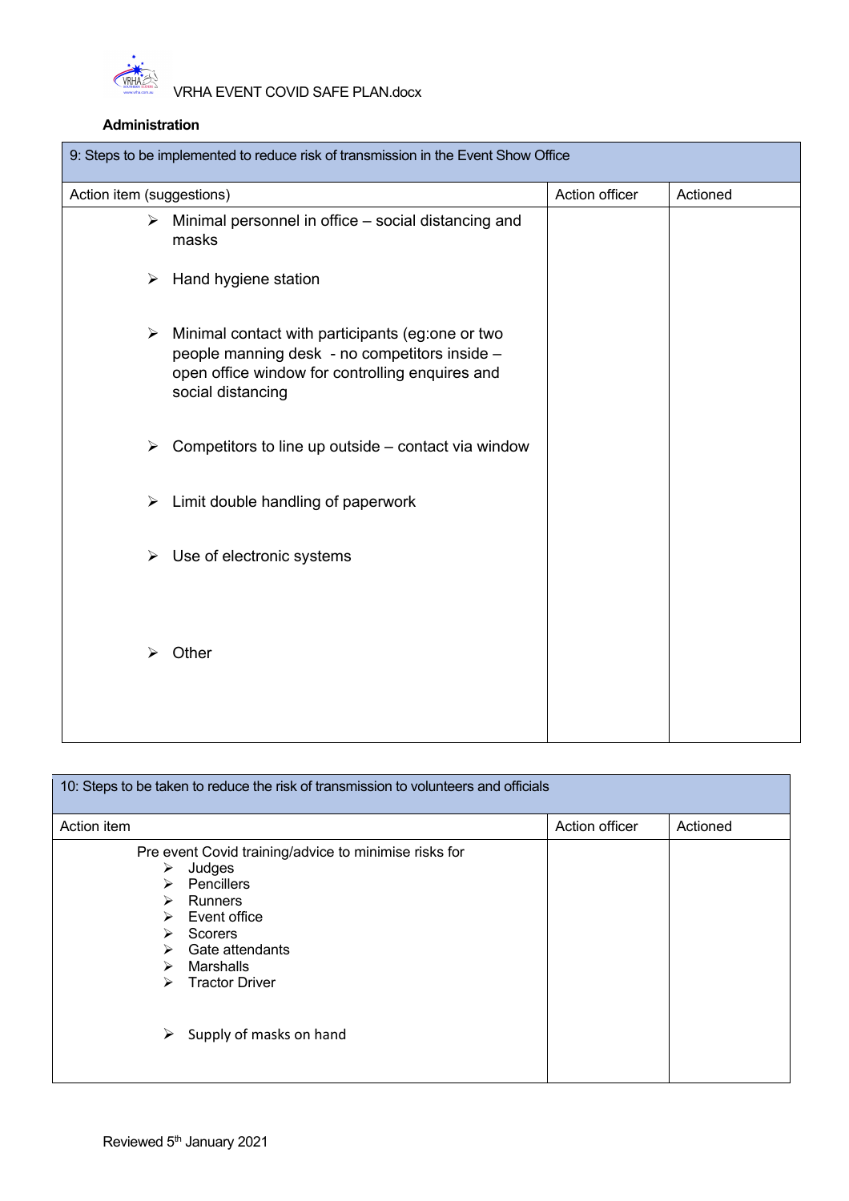**Administration**

| 9: Steps to be implemented to reduce risk of transmission in the Event Show Office | | |
|---|---|---|
| Action item (suggestions) | Action officer | Actioned |
| ➢ Minimal personnel in office – social distancing and masks<br><br>➢ Hand hygiene station<br><br>➢ Minimal contact with participants (eg:one or two people manning desk - no competitors inside – open office window for controlling enquires and social distancing<br><br>➢ Competitors to line up outside – contact via window<br><br>➢ Limit double handling of paperwork<br><br>➢ Use of electronic systems<br><br>➢ Other | | |

| 10: Steps to be taken to reduce the risk of transmission to volunteers and officials | | |
|---|---|---|
| Action item | Action officer | Actioned |
| Pre event Covid training/advice to minimise risks for<br>➢ Judges<br>➢ Pencillers<br>➢ Runners<br>➢ Event office<br>➢ Scorers<br>➢ Gate attendants<br>➢ Marshalls<br>➢ Tractor Driver<br><br>➢ Supply of masks on hand | | |

Reviewed 5th January 2021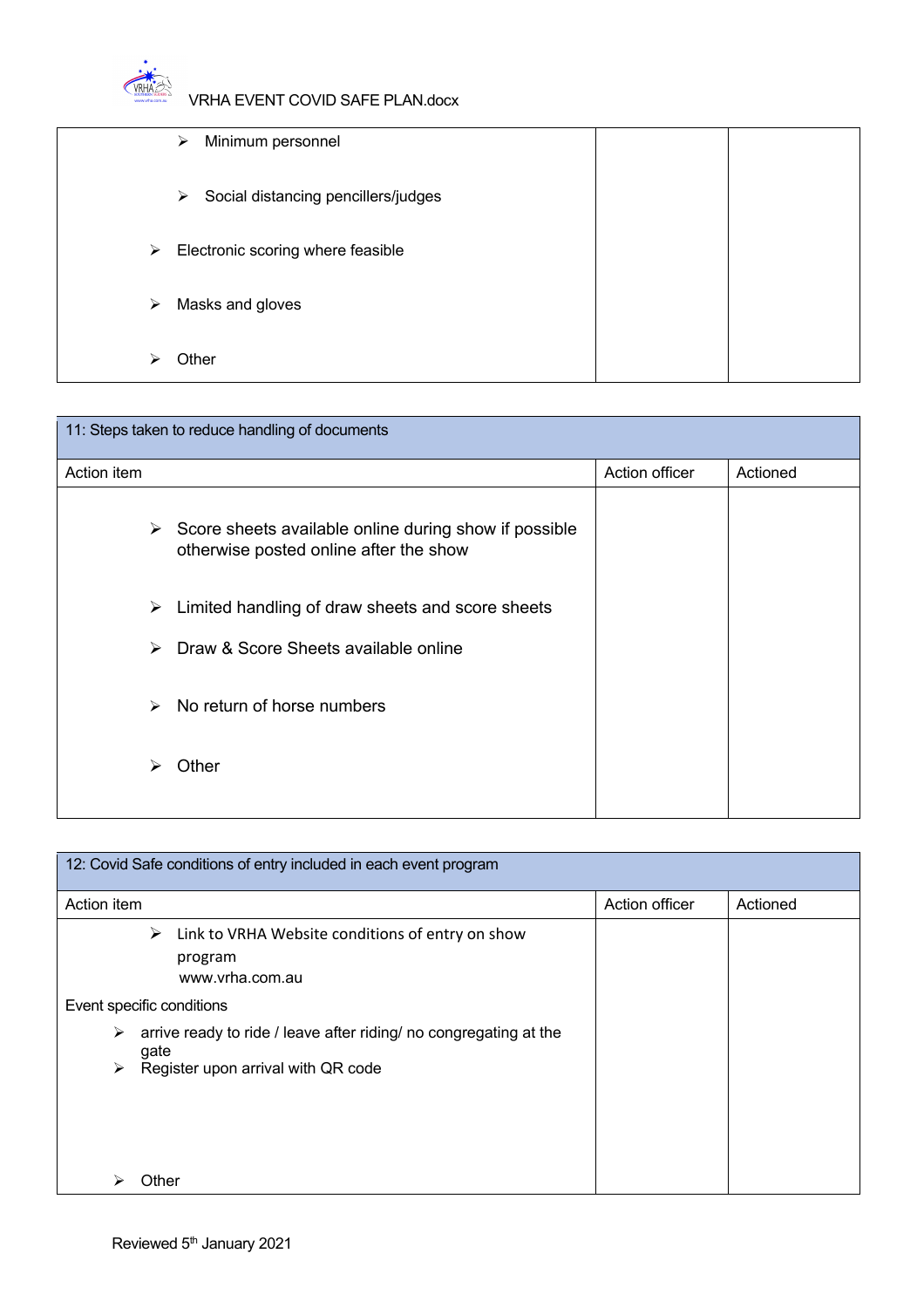| | | |
|---|---|---|
| ➢ Minimum personnel<br><br>➢ Social distancing pencillers/judges<br><br>➢ Electronic scoring where feasible<br><br>➢ Masks and gloves<br><br>➢ Other | | |

| 11: Steps taken to reduce handling of documents | | |
|---|---|---|
| Action item | Action officer | Actioned |
| ➢ Score sheets available online during show if possible otherwise posted online after the show<br><br>➢ Limited handling of draw sheets and score sheets<br><br>➢ Draw & Score Sheets available online<br><br>➢ No return of horse numbers<br><br>➢ Other | | |

| 12: Covid Safe conditions of entry included in each event program | | |
|---|---|---|
| Action item | Action officer | Actioned |
| ➢ Link to VRHA Website conditions of entry on show program www.vrha.com.au<br><br>Event specific conditions<br><br>➢ arrive ready to ride / leave after riding/ no congregating at the gate<br>➢ Register upon arrival with QR code<br><br>➢ Other | | |

Reviewed 5th January 2021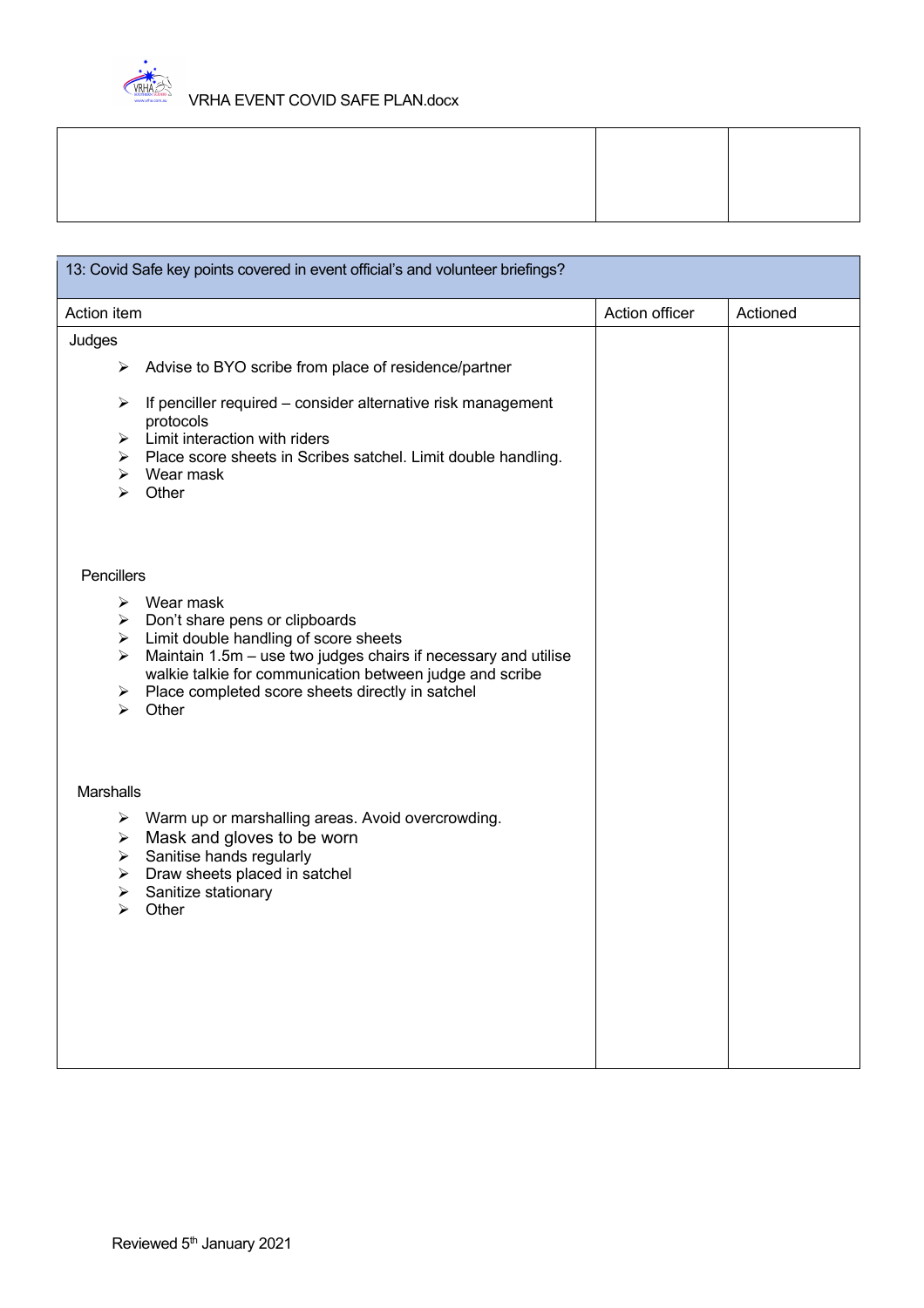| | | |
|---|---|---|
| | | |

| 13: Covid Safe key points covered in event official's and volunteer briefings? | | |
|---|---|---|
| Action item | Action officer | Actioned |
| Judges<br><br>➢ Advise to BYO scribe from place of residence/partner<br>➢ If penciller required – consider alternative risk management protocols<br>➢ Limit interaction with riders<br>➢ Place score sheets in Scribes satchel. Limit double handling.<br>➢ Wear mask<br>➢ Other<br><br>Pencillers<br><br>➢ Wear mask<br>➢ Don't share pens or clipboards<br>➢ Limit double handling of score sheets<br>➢ Maintain 1.5m – use two judges chairs if necessary and utilise walkie talkie for communication between judge and scribe<br>➢ Place completed score sheets directly in satchel<br>➢ Other<br><br>Marshalls<br><br>➢ Warm up or marshalling areas. Avoid overcrowding.<br>➢ Mask and gloves to be worn<br>➢ Sanitise hands regularly<br>➢ Draw sheets placed in satchel<br>➢ Sanitize stationary<br>➢ Other | | |

Reviewed 5th January 2021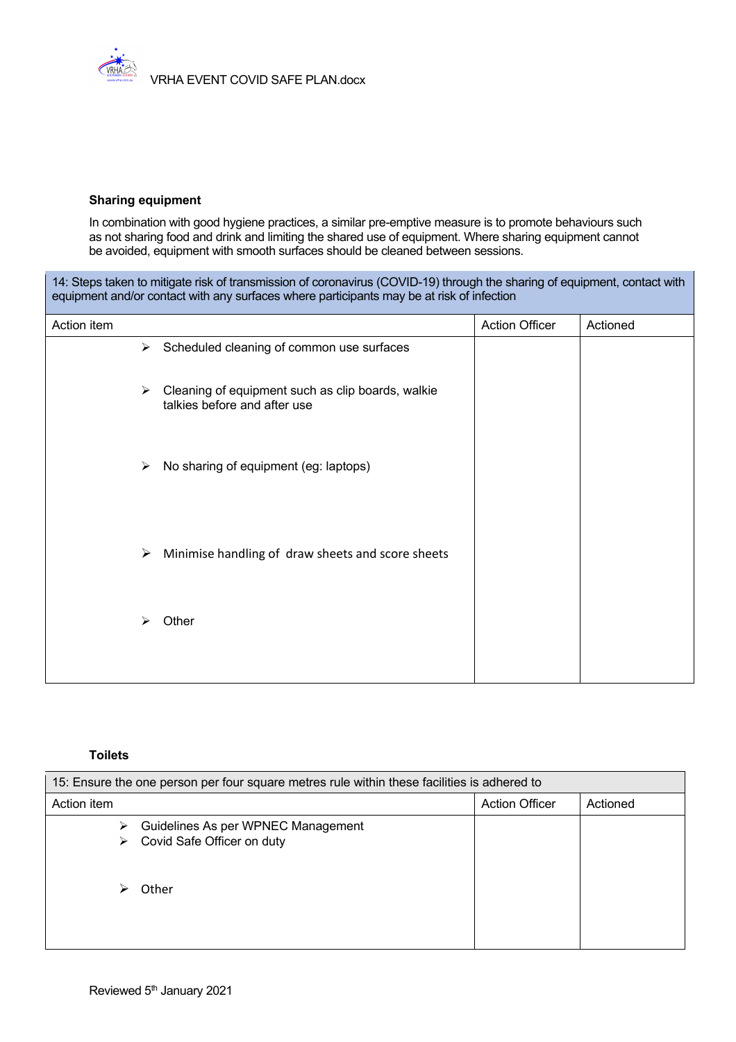**Sharing equipment**

In combination with good hygiene practices, a similar pre-emptive measure is to promote behaviours such as not sharing food and drink and limiting the shared use of equipment. Where sharing equipment cannot be avoided, equipment with smooth surfaces should be cleaned between sessions.

| 14: Steps taken to mitigate risk of transmission of coronavirus (COVID-19) through the sharing of equipment, contact with equipment and/or contact with any surfaces where participants may be at risk of infection | | |
|---|---|---|
| Action item | Action Officer | Actioned |
| ➢ Scheduled cleaning of common use surfaces<br><br>➢ Cleaning of equipment such as clip boards, walkie talkies before and after use<br><br>➢ No sharing of equipment (eg: laptops)<br><br>➢ Minimise handling of draw sheets and score sheets<br><br>➢ Other | | |

**Toilets**

| 15: Ensure the one person per four square metres rule within these facilities is adhered to | | |
|---|---|---|
| Action item | Action Officer | Actioned |
| ➢ Guidelines As per WPNEC Management<br>➢ Covid Safe Officer on duty<br><br>➢ Other | | |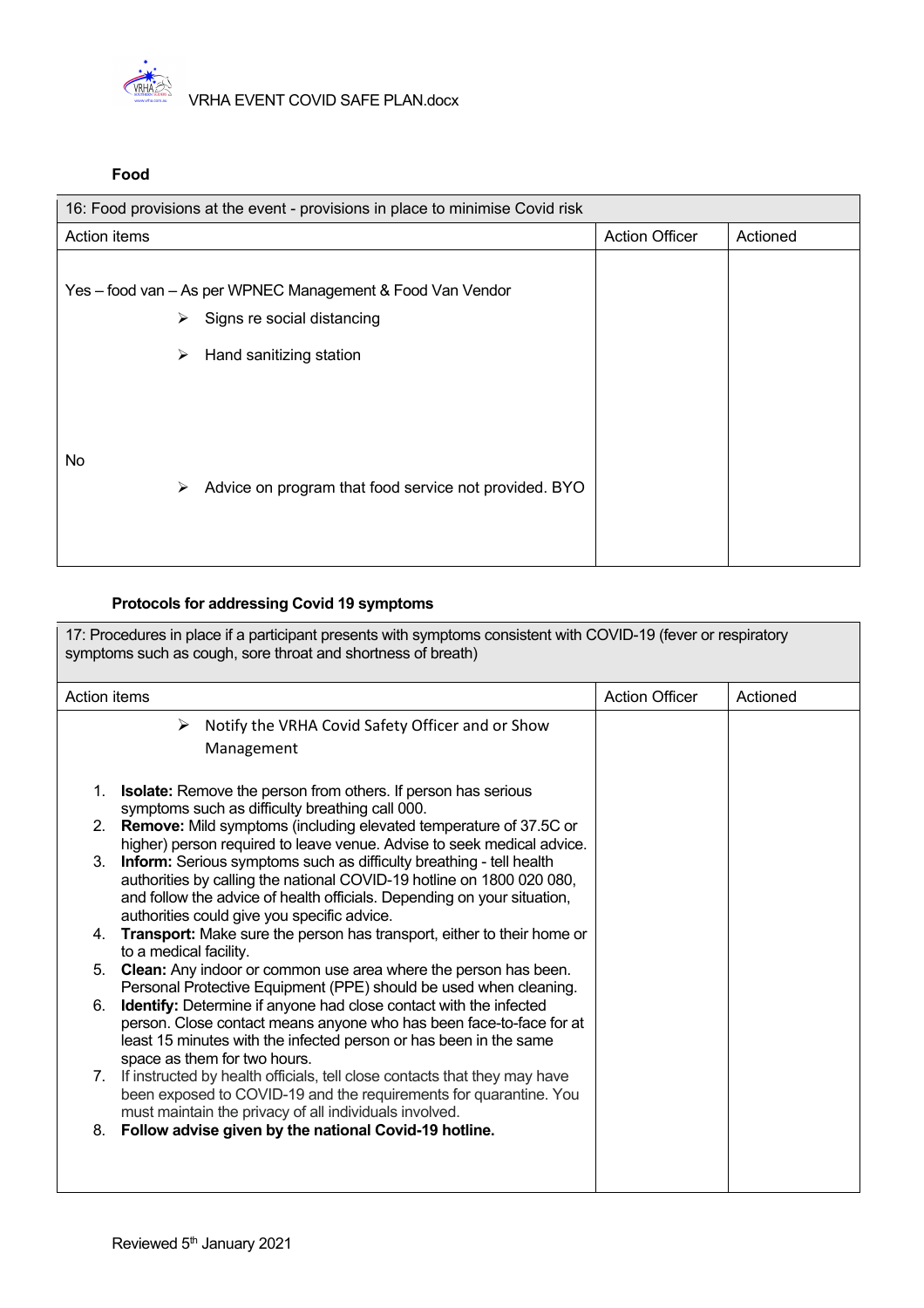**Food**

| 16: Food provisions at the event - provisions in place to minimise Covid risk | | |
|---|---|---|
| Action items | Action Officer | Actioned |
| Yes – food van – As per WPNEC Management & Food Van Vendor<br>➢ Signs re social distancing<br>➢ Hand sanitizing station<br><br>No<br>➢ Advice on program that food service not provided. BYO | | |

**Protocols for addressing Covid 19 symptoms**

| 17: Procedures in place if a participant presents with symptoms consistent with COVID-19 (fever or respiratory symptoms such as cough, sore throat and shortness of breath) | | |
|---|---|---|
| Action items | Action Officer | Actioned |
| ➢ Notify the VRHA Covid Safety Officer and or Show Management<br><br>1. **Isolate:** Remove the person from others. If person has serious symptoms such as difficulty breathing call 000.<br>2. **Remove:** Mild symptoms (including elevated temperature of 37.5C or higher) person required to leave venue. Advise to seek medical advice.<br>3. **Inform:** Serious symptoms such as difficulty breathing - tell health authorities by calling the national COVID-19 hotline on 1800 020 080, and follow the advice of health officials. Depending on your situation, authorities could give you specific advice.<br>4. **Transport:** Make sure the person has transport, either to their home or to a medical facility.<br>5. **Clean:** Any indoor or common use area where the person has been. Personal Protective Equipment (PPE) should be used when cleaning.<br>6. **Identify:** Determine if anyone had close contact with the infected person. Close contact means anyone who has been face-to-face for at least 15 minutes with the infected person or has been in the same space as them for two hours.<br>7. If instructed by health officials, tell close contacts that they may have been exposed to COVID-19 and the requirements for quarantine. You must maintain the privacy of all individuals involved.<br>8. **Follow advise given by the national Covid-19 hotline.** | | |

Reviewed 5th January 2021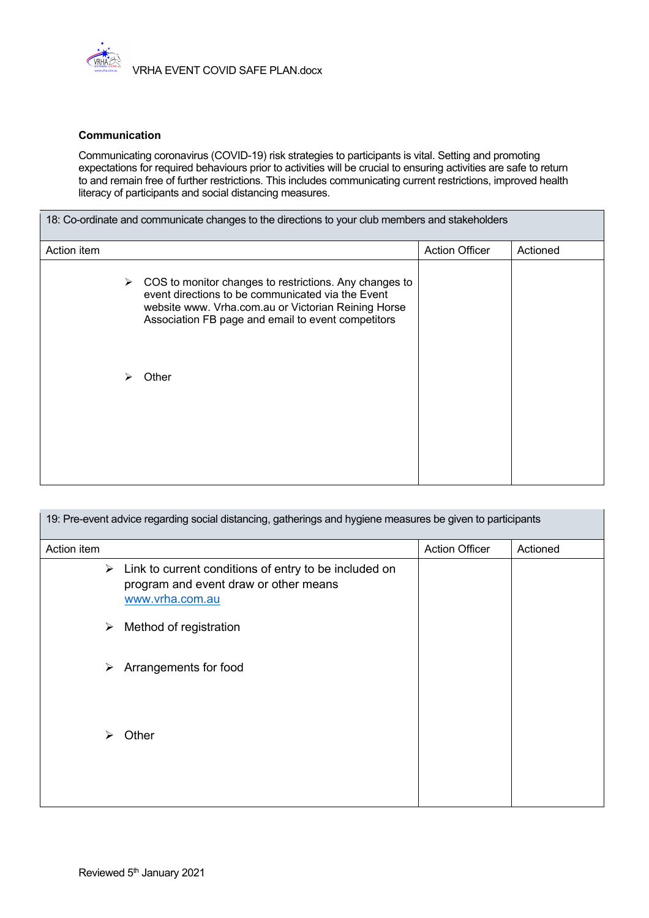**Communication**

Communicating coronavirus (COVID-19) risk strategies to participants is vital. Setting and promoting expectations for required behaviours prior to activities will be crucial to ensuring activities are safe to return to and remain free of further restrictions. This includes communicating current restrictions, improved health literacy of participants and social distancing measures.

| 18: Co-ordinate and communicate changes to the directions to your club members and stakeholders | | |
|---|---|---|
| Action item | Action Officer | Actioned |
| ➢ COS to monitor changes to restrictions. Any changes to event directions to be communicated via the Event website www. Vrha.com.au or Victorian Reining Horse Association FB page and email to event competitors<br><br>➢ Other | | |

| 19: Pre-event advice regarding social distancing, gatherings and hygiene measures be given to participants | | |
|---|---|---|
| Action item | Action Officer | Actioned |
| ➢ Link to current conditions of entry to be included on program and event draw or other means www.vrha.com.au<br><br>➢ Method of registration<br><br>➢ Arrangements for food<br><br>➢ Other | | |

Reviewed 5th January 2021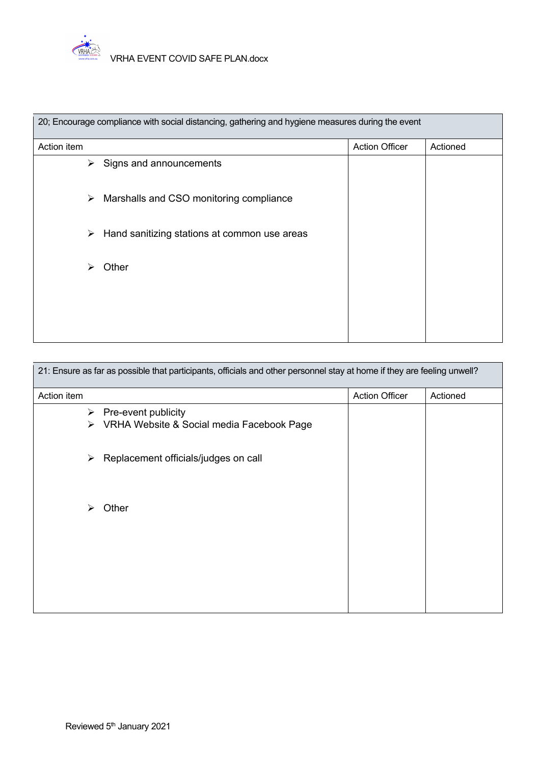| 20; Encourage compliance with social distancing, gathering and hygiene measures during the event | | |
|---|---|---|
| Action item | Action Officer | Actioned |
| <ul><li>Signs and announcements</li><li>Marshalls and CSO monitoring compliance</li><li>Hand sanitizing stations at common use areas</li><li>Other</li></ul> | | |

| 21: Ensure as far as possible that participants, officials and other personnel stay at home if they are feeling unwell? | | |
|---|---|---|
| Action item | Action Officer | Actioned |
| <ul><li>Pre-event publicity</li><li>VRHA Website & Social media Facebook Page</li><li>Replacement officials/judges on call</li><li>Other</li></ul> | | |

Reviewed 5th January 2021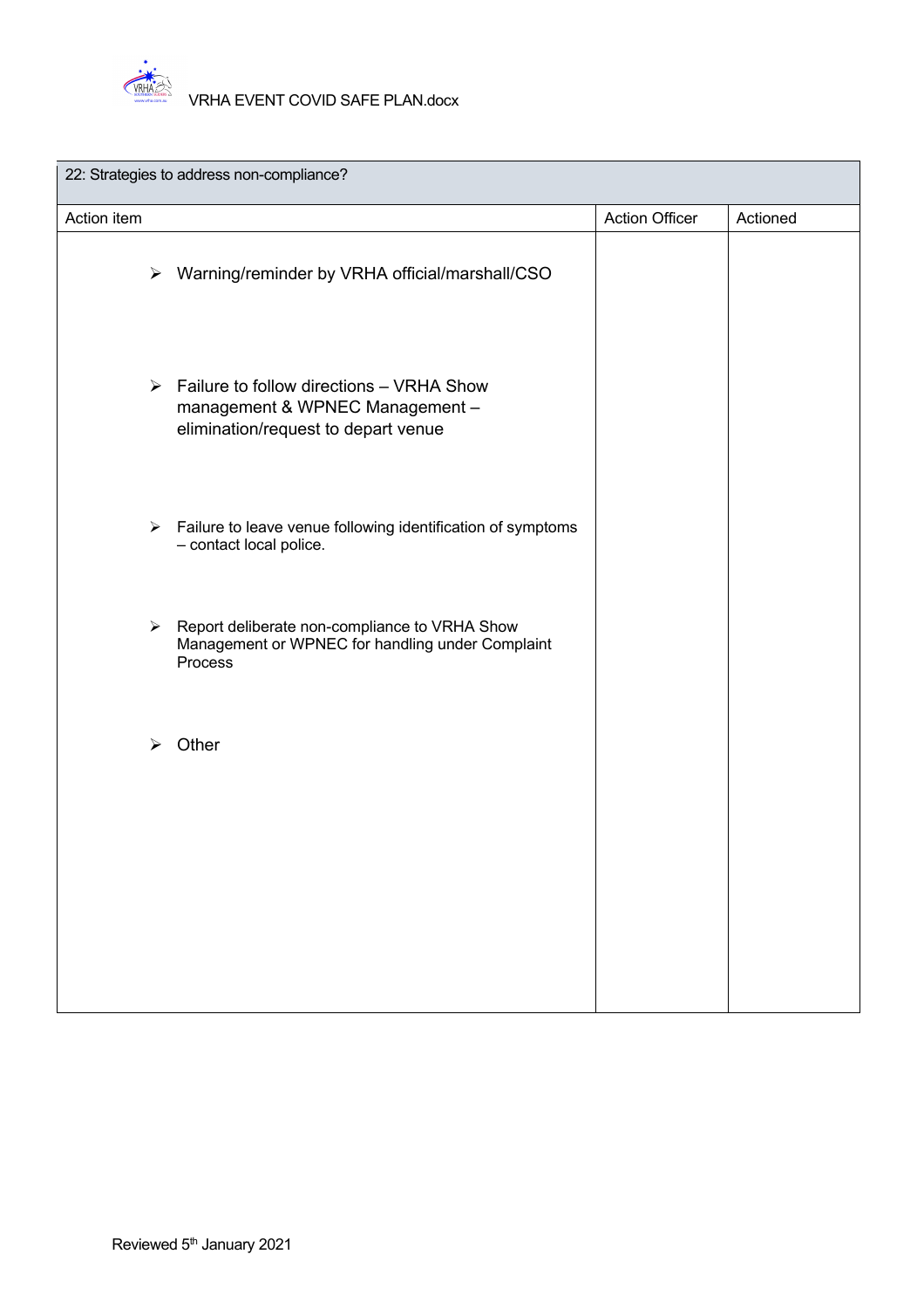| 22: Strategies to address non-compliance? | | |
|---|---|---|
| Action item | Action Officer | Actioned |
| ➢ Warning/reminder by VRHA official/marshall/CSO<br><br>➢ Failure to follow directions – VRHA Show management & WPNEC Management – elimination/request to depart venue<br><br>➢ Failure to leave venue following identification of symptoms – contact local police.<br><br>➢ Report deliberate non-compliance to VRHA Show Management or WPNEC for handling under Complaint Process<br><br>➢ Other | | |

Reviewed 5th January 2021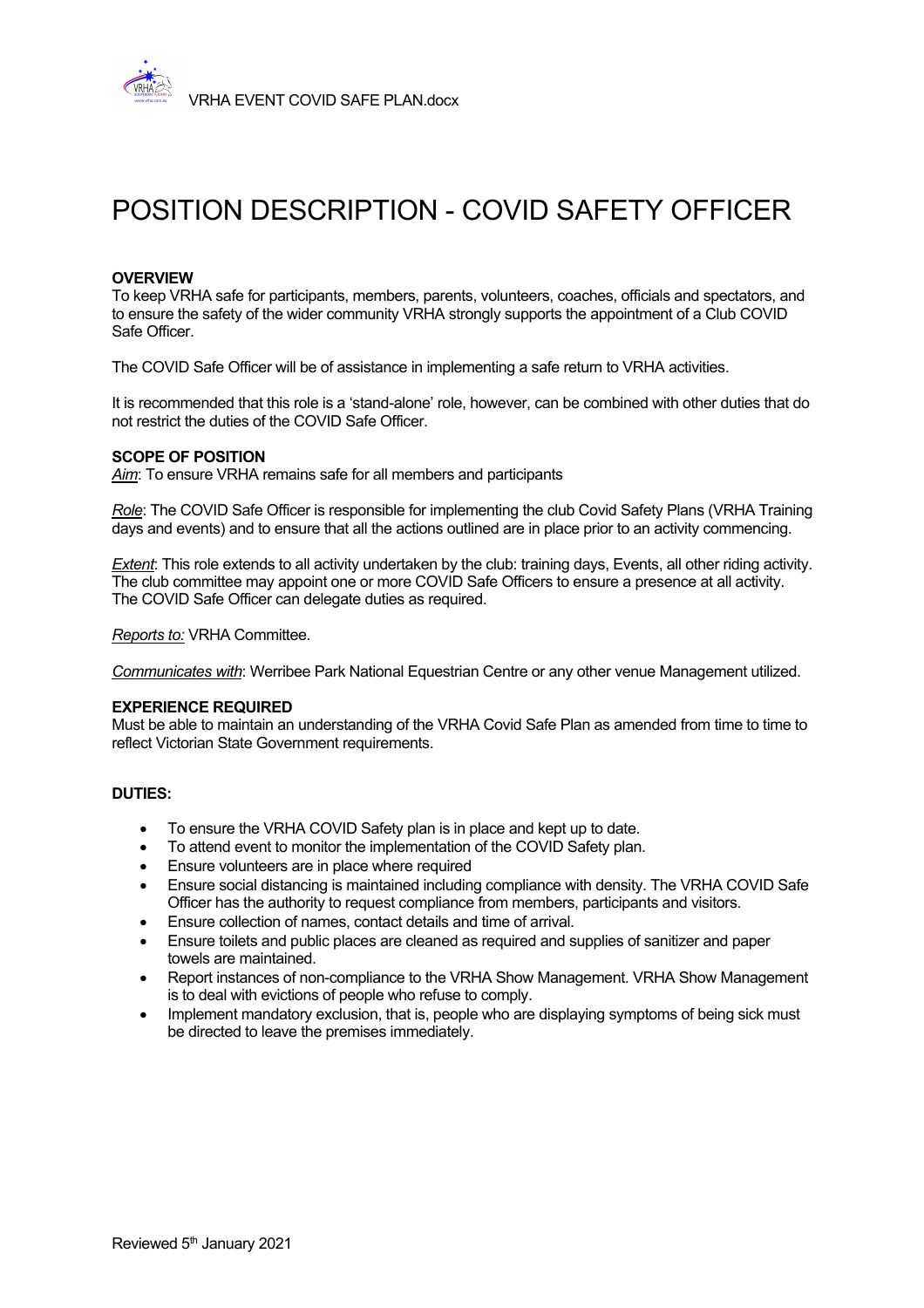# POSITION DESCRIPTION - COVID SAFETY OFFICER

**OVERVIEW**

To keep VRHA safe for participants, members, parents, volunteers, coaches, officials and spectators, and to ensure the safety of the wider community VRHA strongly supports the appointment of a Club COVID Safe Officer.

The COVID Safe Officer will be of assistance in implementing a safe return to VRHA activities.

It is recommended that this role is a 'stand-alone' role, however, can be combined with other duties that do not restrict the duties of the COVID Safe Officer.

**SCOPE OF POSITION**

*Aim*: To ensure VRHA remains safe for all members and participants

*Role*: The COVID Safe Officer is responsible for implementing the club Covid Safety Plans (VRHA Training days and events) and to ensure that all the actions outlined are in place prior to an activity commencing.

*Extent*: This role extends to all activity undertaken by the club: training days, Events, all other riding activity. The club committee may appoint one or more COVID Safe Officers to ensure a presence at all activity. The COVID Safe Officer can delegate duties as required.

*Reports to:* VRHA Committee.

*Communicates with*: Werribee Park National Equestrian Centre or any other venue Management utilized.

**EXPERIENCE REQUIRED**

Must be able to maintain an understanding of the VRHA Covid Safe Plan as amended from time to time to reflect Victorian State Government requirements.

**DUTIES:**

- To ensure the VRHA COVID Safety plan is in place and kept up to date.
- To attend event to monitor the implementation of the COVID Safety plan.
- Ensure volunteers are in place where required
- Ensure social distancing is maintained including compliance with density. The VRHA COVID Safe Officer has the authority to request compliance from members, participants and visitors.
- Ensure collection of names, contact details and time of arrival.
- Ensure toilets and public places are cleaned as required and supplies of sanitizer and paper towels are maintained.
- Report instances of non-compliance to the VRHA Show Management. VRHA Show Management is to deal with evictions of people who refuse to comply.
- Implement mandatory exclusion, that is, people who are displaying symptoms of being sick must be directed to leave the premises immediately.

Reviewed 5th January 2021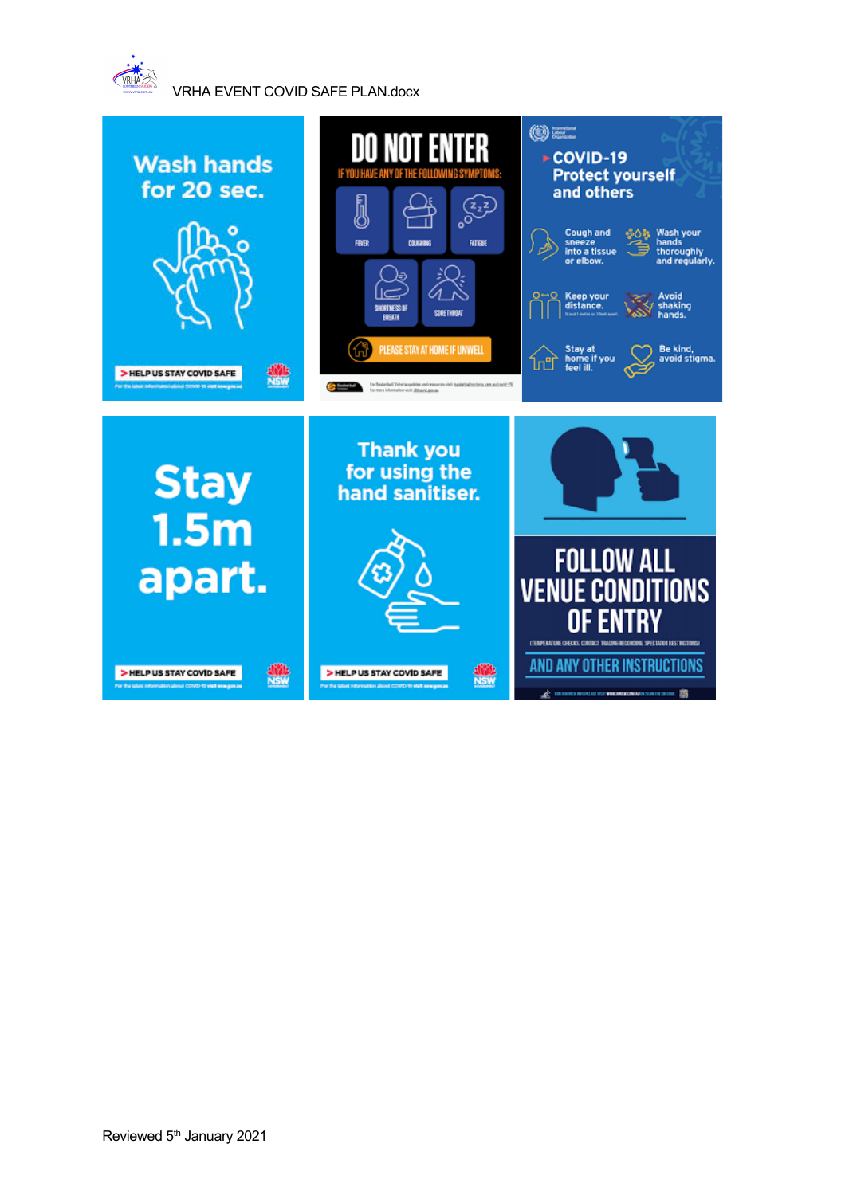Wash hands for 20 sec.

> HELP US STAY COVID SAFE

DO NOT ENTER

IF YOU HAVE ANY OF THE FOLLOWING SYMPTOMS:

FEVER

COUGHING

FATIGUE

SHORTNESS OF BREATH

SORE THROAT

PLEASE STAY AT HOME IF UNWELL

COVID-19 Protect yourself and others

Cough and sneeze into a tissue or elbow.

Wash your hands thoroughly and regularly.

Keep your distance.

Avoid shaking hands.

Stay at home if you feel ill.

Be kind, avoid stigma.

Stay 1.5m apart.

> HELP US STAY COVID SAFE

Thank you for using the hand sanitiser.

> HELP US STAY COVID SAFE

FOLLOW ALL VENUE CONDITIONS OF ENTRY

(TEMPERATURE CHECKS, CONTACT TRACING RECORDING, SPECTATOR RESTRICTIONS)

AND ANY OTHER INSTRUCTIONS